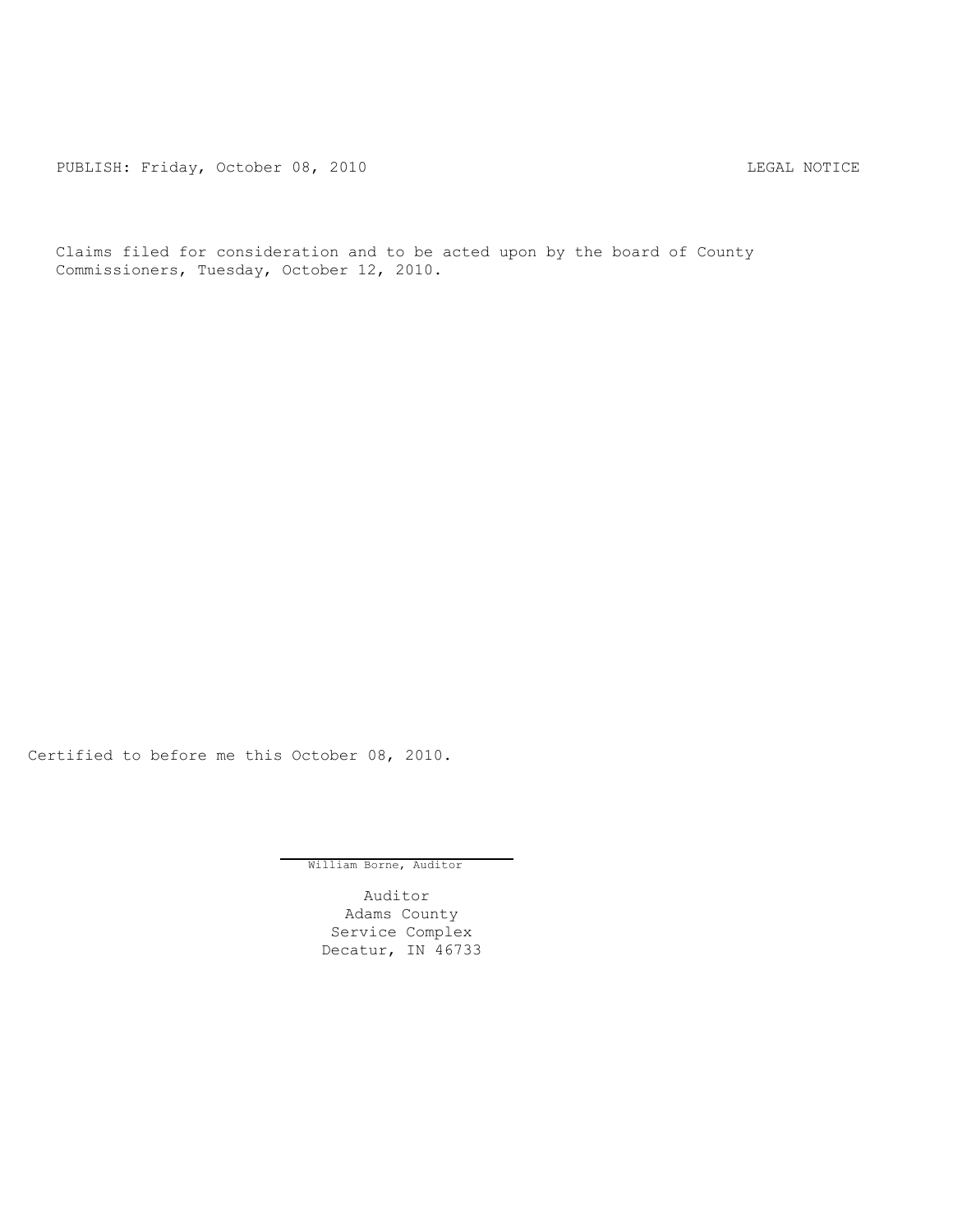PUBLISH: Friday, October 08, 2010 LEGAL NOTICE

Claims filed for consideration and to be acted upon by the board of County Commissioners, Tuesday, October 12, 2010.

Certified to before me this October 08, 2010.

William Borne, Auditor

Auditor
Adams County
Service Complex
Decatur, IN 46733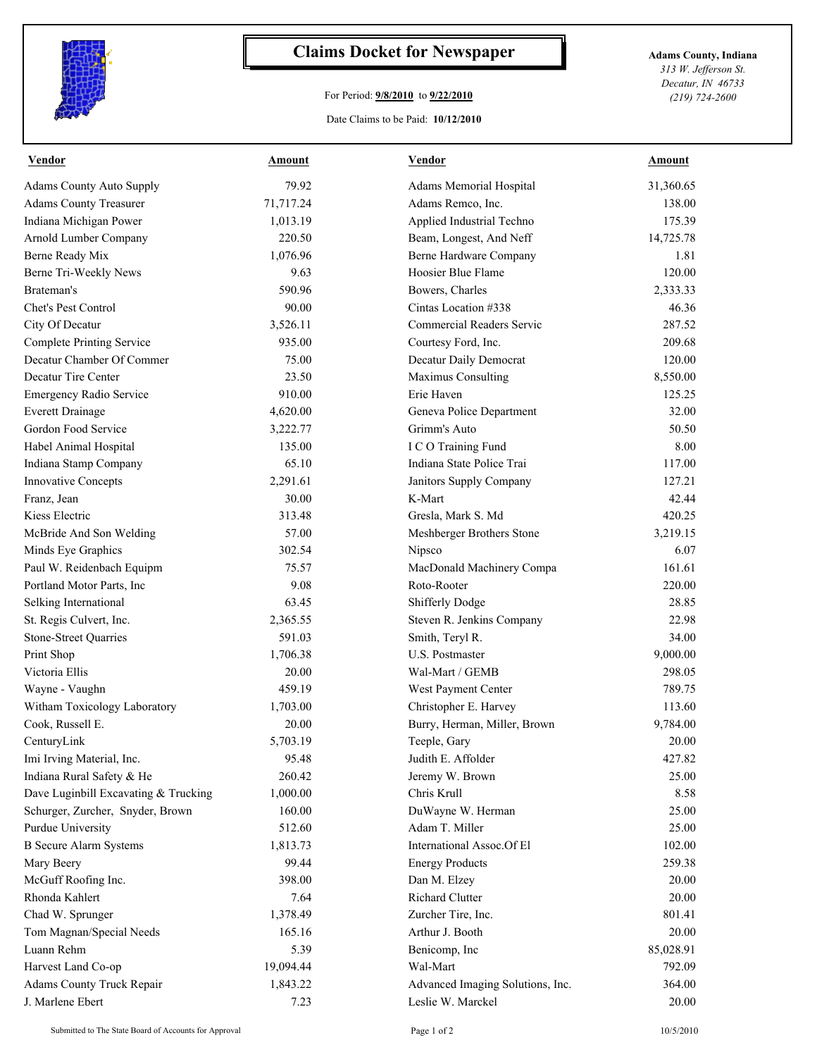# Claims Docket for Newspaper

For Period: **9/8/2010** to **9/22/2010**

Date Claims to be Paid: **10/12/2010**

**Adams County, Indiana**
*313 W. Jefferson St.*
*Decatur, IN 46733*
*(219) 724-2600*

| Vendor | Amount | Vendor | Amount |
|---|---|---|---|
| Adams County Auto Supply | 79.92 | Adams Memorial Hospital | 31,360.65 |
| Adams County Treasurer | 71,717.24 | Adams Remco, Inc. | 138.00 |
| Indiana Michigan Power | 1,013.19 | Applied Industrial Techno | 175.39 |
| Arnold Lumber Company | 220.50 | Beam, Longest, And Neff | 14,725.78 |
| Berne Ready Mix | 1,076.96 | Berne Hardware Company | 1.81 |
| Berne Tri-Weekly News | 9.63 | Hoosier Blue Flame | 120.00 |
| Brateman's | 590.96 | Bowers, Charles | 2,333.33 |
| Chet's Pest Control | 90.00 | Cintas Location #338 | 46.36 |
| City Of Decatur | 3,526.11 | Commercial Readers Servic | 287.52 |
| Complete Printing Service | 935.00 | Courtesy Ford, Inc. | 209.68 |
| Decatur Chamber Of Commer | 75.00 | Decatur Daily Democrat | 120.00 |
| Decatur Tire Center | 23.50 | Maximus Consulting | 8,550.00 |
| Emergency Radio Service | 910.00 | Erie Haven | 125.25 |
| Everett Drainage | 4,620.00 | Geneva Police Department | 32.00 |
| Gordon Food Service | 3,222.77 | Grimm's Auto | 50.50 |
| Habel Animal Hospital | 135.00 | I C O Training Fund | 8.00 |
| Indiana Stamp Company | 65.10 | Indiana State Police Trai | 117.00 |
| Innovative Concepts | 2,291.61 | Janitors Supply Company | 127.21 |
| Franz, Jean | 30.00 | K-Mart | 42.44 |
| Kiess Electric | 313.48 | Gresla, Mark S. Md | 420.25 |
| McBride And Son Welding | 57.00 | Meshberger Brothers Stone | 3,219.15 |
| Minds Eye Graphics | 302.54 | Nipsco | 6.07 |
| Paul W. Reidenbach Equipm | 75.57 | MacDonald Machinery Compa | 161.61 |
| Portland Motor Parts, Inc | 9.08 | Roto-Rooter | 220.00 |
| Selking International | 63.45 | Shifferly Dodge | 28.85 |
| St. Regis Culvert, Inc. | 2,365.55 | Steven R. Jenkins Company | 22.98 |
| Stone-Street Quarries | 591.03 | Smith, Teryl R. | 34.00 |
| Print Shop | 1,706.38 | U.S. Postmaster | 9,000.00 |
| Victoria Ellis | 20.00 | Wal-Mart / GEMB | 298.05 |
| Wayne - Vaughn | 459.19 | West Payment Center | 789.75 |
| Witham Toxicology Laboratory | 1,703.00 | Christopher E. Harvey | 113.60 |
| Cook, Russell E. | 20.00 | Burry, Herman, Miller, Brown | 9,784.00 |
| CenturyLink | 5,703.19 | Teeple, Gary | 20.00 |
| Imi Irving Material, Inc. | 95.48 | Judith E. Affolder | 427.82 |
| Indiana Rural Safety & He | 260.42 | Jeremy W. Brown | 25.00 |
| Dave Luginbill Excavating & Trucking | 1,000.00 | Chris Krull | 8.58 |
| Schurger, Zurcher, Snyder, Brown | 160.00 | DuWayne W. Herman | 25.00 |
| Purdue University | 512.60 | Adam T. Miller | 25.00 |
| B Secure Alarm Systems | 1,813.73 | International Assoc.Of El | 102.00 |
| Mary Beery | 99.44 | Energy Products | 259.38 |
| McGuff Roofing Inc. | 398.00 | Dan M. Elzey | 20.00 |
| Rhonda Kahlert | 7.64 | Richard Clutter | 20.00 |
| Chad W. Sprunger | 1,378.49 | Zurcher Tire, Inc. | 801.41 |
| Tom Magnan/Special Needs | 165.16 | Arthur J. Booth | 20.00 |
| Luann Rehm | 5.39 | Benicomp, Inc | 85,028.91 |
| Harvest Land Co-op | 19,094.44 | Wal-Mart | 792.09 |
| Adams County Truck Repair | 1,843.22 | Advanced Imaging Solutions, Inc. | 364.00 |
| J. Marlene Ebert | 7.23 | Leslie W. Marckel | 20.00 |

Submitted to The State Board of Accounts for Approval — 10/5/2010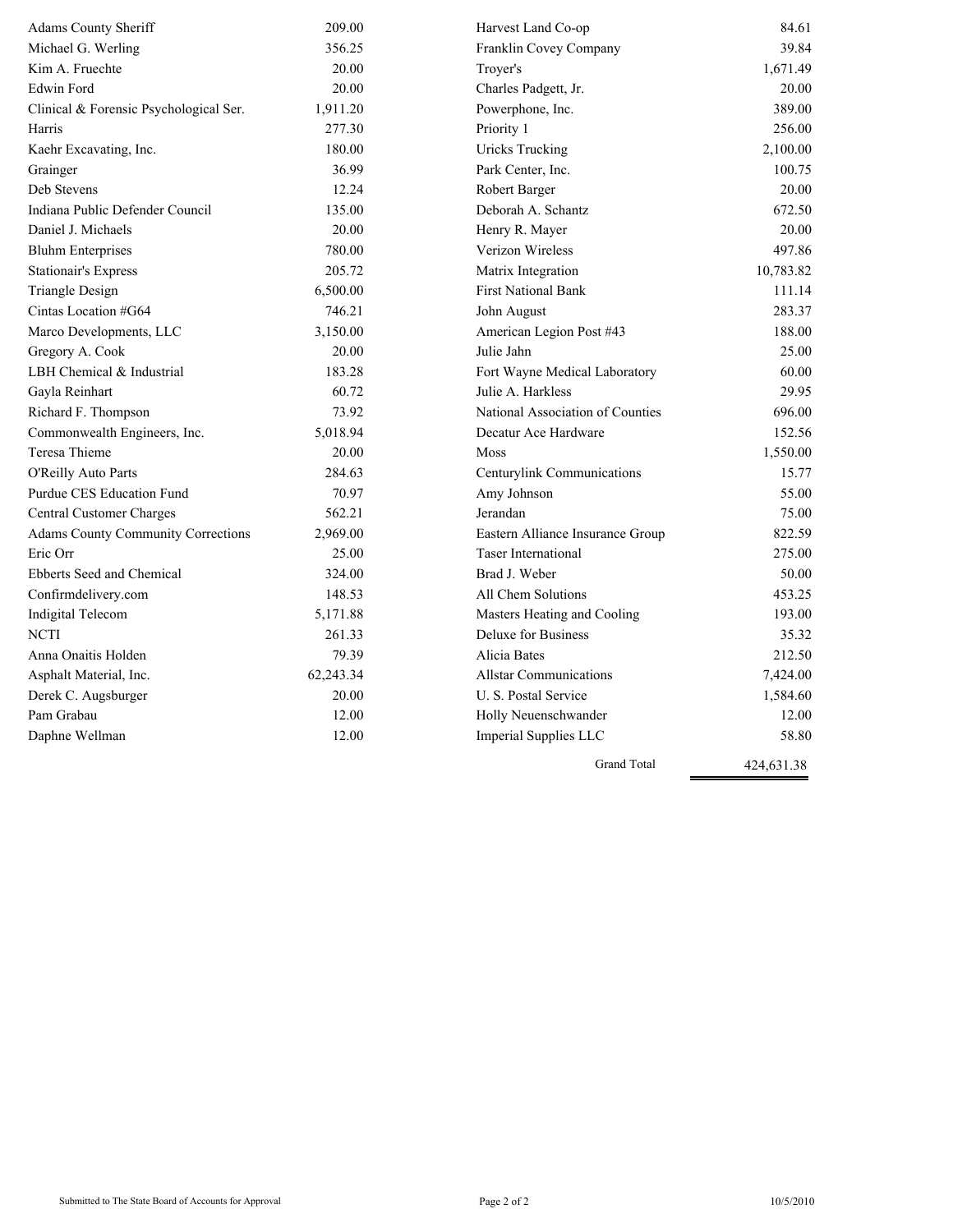| | | | |
|---|---|---|---|
| Adams County Sheriff | 209.00 | Harvest Land Co-op | 84.61 |
| Michael G. Werling | 356.25 | Franklin Covey Company | 39.84 |
| Kim A. Fruechte | 20.00 | Troyer's | 1,671.49 |
| Edwin Ford | 20.00 | Charles Padgett, Jr. | 20.00 |
| Clinical & Forensic Psychological Ser. | 1,911.20 | Powerphone, Inc. | 389.00 |
| Harris | 277.30 | Priority 1 | 256.00 |
| Kaehr Excavating, Inc. | 180.00 | Uricks Trucking | 2,100.00 |
| Grainger | 36.99 | Park Center, Inc. | 100.75 |
| Deb Stevens | 12.24 | Robert Barger | 20.00 |
| Indiana Public Defender Council | 135.00 | Deborah A. Schantz | 672.50 |
| Daniel J. Michaels | 20.00 | Henry R. Mayer | 20.00 |
| Bluhm Enterprises | 780.00 | Verizon Wireless | 497.86 |
| Stationair's Express | 205.72 | Matrix Integration | 10,783.82 |
| Triangle Design | 6,500.00 | First National Bank | 111.14 |
| Cintas Location #G64 | 746.21 | John August | 283.37 |
| Marco Developments, LLC | 3,150.00 | American Legion Post #43 | 188.00 |
| Gregory A. Cook | 20.00 | Julie Jahn | 25.00 |
| LBH Chemical & Industrial | 183.28 | Fort Wayne Medical Laboratory | 60.00 |
| Gayla Reinhart | 60.72 | Julie A. Harkless | 29.95 |
| Richard F. Thompson | 73.92 | National Association of Counties | 696.00 |
| Commonwealth Engineers, Inc. | 5,018.94 | Decatur Ace Hardware | 152.56 |
| Teresa Thieme | 20.00 | Moss | 1,550.00 |
| O'Reilly Auto Parts | 284.63 | Centurylink Communications | 15.77 |
| Purdue CES Education Fund | 70.97 | Amy Johnson | 55.00 |
| Central Customer Charges | 562.21 | Jerandan | 75.00 |
| Adams County Community Corrections | 2,969.00 | Eastern Alliance Insurance Group | 822.59 |
| Eric Orr | 25.00 | Taser International | 275.00 |
| Ebberts Seed and Chemical | 324.00 | Brad J. Weber | 50.00 |
| Confirmdelivery.com | 148.53 | All Chem Solutions | 453.25 |
| Indigital Telecom | 5,171.88 | Masters Heating and Cooling | 193.00 |
| NCTI | 261.33 | Deluxe for Business | 35.32 |
| Anna Onaitis Holden | 79.39 | Alicia Bates | 212.50 |
| Asphalt Material, Inc. | 62,243.34 | Allstar Communications | 7,424.00 |
| Derek C. Augsburger | 20.00 | U. S. Postal Service | 1,584.60 |
| Pam Grabau | 12.00 | Holly Neuenschwander | 12.00 |
| Daphne Wellman | 12.00 | Imperial Supplies LLC | 58.80 |
| | | Grand Total | 424,631.38 |

Submitted to The State Board of Accounts for Approval

10/5/2010